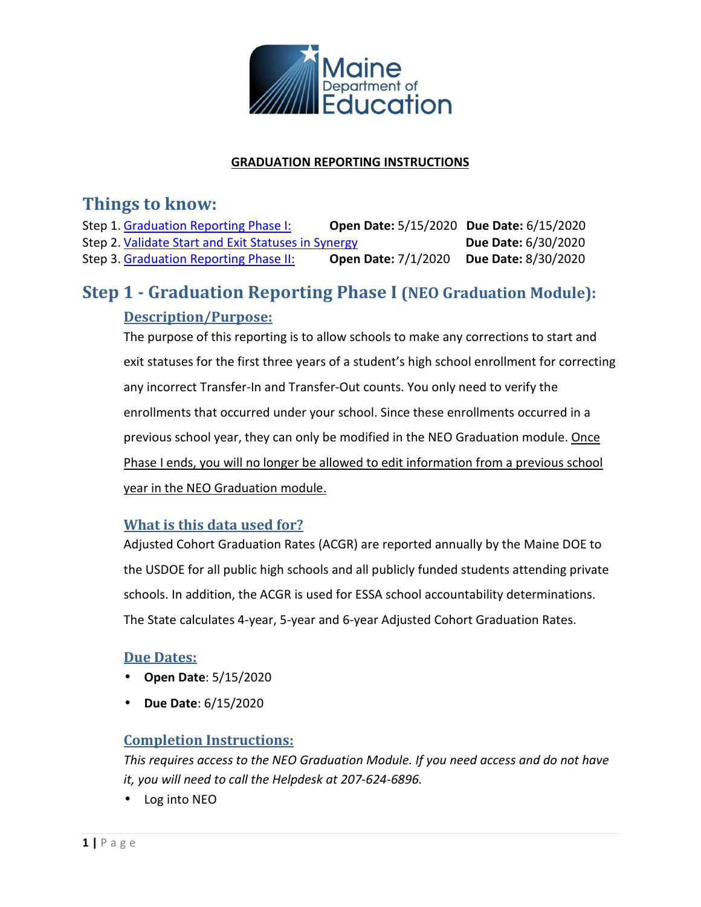**GRADUATION REPORTING INSTRUCTIONS**

# Things to know:

| Step | | | |
|---|---|---|---|
| Step 1. Graduation Reporting Phase I: | **Open Date:** 5/15/2020 | **Due Date:** 6/15/2020 |
| Step 2. Validate Start and Exit Statuses in Synergy | | **Due Date:** 6/30/2020 |
| Step 3. Graduation Reporting Phase II: | **Open Date:** 7/1/2020 | **Due Date:** 8/30/2020 |

# Step 1 - Graduation Reporting Phase I (NEO Graduation Module):

## Description/Purpose:

The purpose of this reporting is to allow schools to make any corrections to start and exit statuses for the first three years of a student's high school enrollment for correcting any incorrect Transfer-In and Transfer-Out counts. You only need to verify the enrollments that occurred under your school. Since these enrollments occurred in a previous school year, they can only be modified in the NEO Graduation module. Once Phase I ends, you will no longer be allowed to edit information from a previous school year in the NEO Graduation module.

## What is this data used for?

Adjusted Cohort Graduation Rates (ACGR) are reported annually by the Maine DOE to the USDOE for all public high schools and all publicly funded students attending private schools. In addition, the ACGR is used for ESSA school accountability determinations. The State calculates 4-year, 5-year and 6-year Adjusted Cohort Graduation Rates.

## Due Dates:

- **Open Date**: 5/15/2020
- **Due Date**: 6/15/2020

## Completion Instructions:

*This requires access to the NEO Graduation Module. If you need access and do not have it, you will need to call the Helpdesk at 207-624-6896.*

- Log into NEO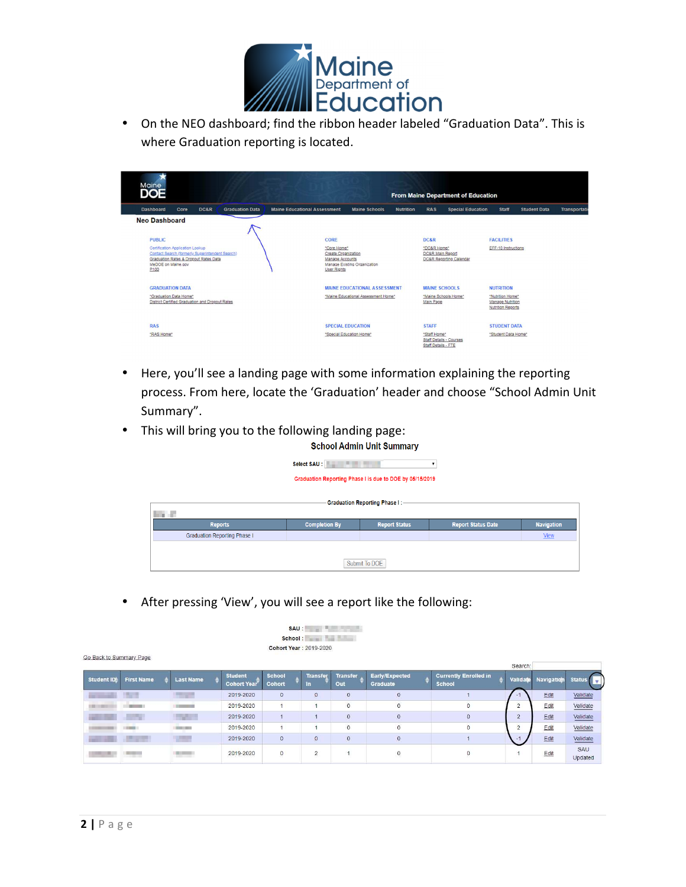- On the NEO dashboard; find the ribbon header labeled "Graduation Data". This is where Graduation reporting is located.

- Here, you'll see a landing page with some information explaining the reporting process. From here, locate the 'Graduation' header and choose "School Admin Unit Summary".
- This will bring you to the following landing page:

- After pressing 'View', you will see a report like the following: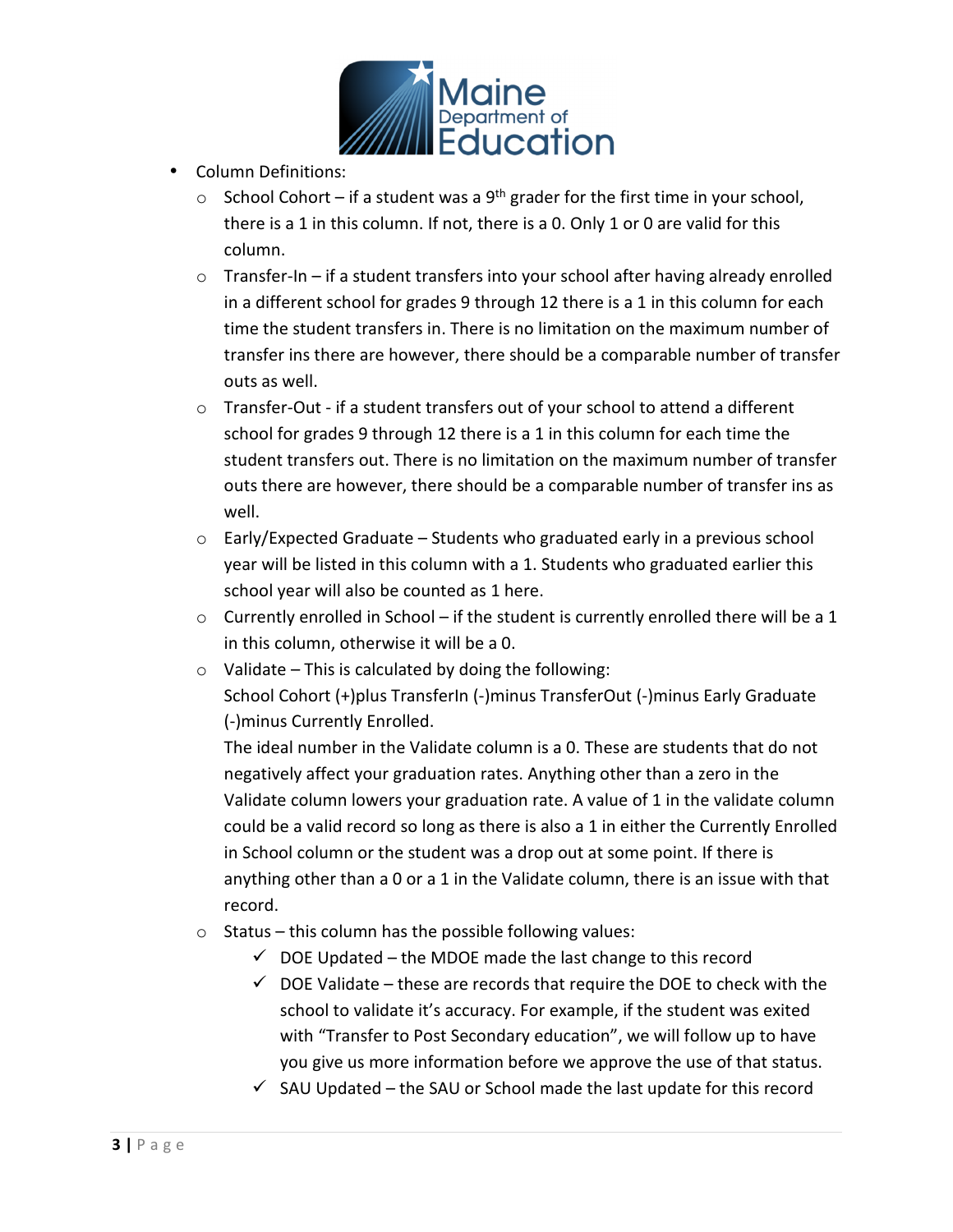- Column Definitions:
  - School Cohort – if a student was a 9th grader for the first time in your school, there is a 1 in this column. If not, there is a 0. Only 1 or 0 are valid for this column.
  - Transfer-In – if a student transfers into your school after having already enrolled in a different school for grades 9 through 12 there is a 1 in this column for each time the student transfers in. There is no limitation on the maximum number of transfer ins there are however, there should be a comparable number of transfer outs as well.
  - Transfer-Out - if a student transfers out of your school to attend a different school for grades 9 through 12 there is a 1 in this column for each time the student transfers out. There is no limitation on the maximum number of transfer outs there are however, there should be a comparable number of transfer ins as well.
  - Early/Expected Graduate – Students who graduated early in a previous school year will be listed in this column with a 1. Students who graduated earlier this school year will also be counted as 1 here.
  - Currently enrolled in School – if the student is currently enrolled there will be a 1 in this column, otherwise it will be a 0.
  - Validate – This is calculated by doing the following:
    School Cohort (+)plus TransferIn (-)minus TransferOut (-)minus Early Graduate (-)minus Currently Enrolled.
    The ideal number in the Validate column is a 0. These are students that do not negatively affect your graduation rates. Anything other than a zero in the Validate column lowers your graduation rate. A value of 1 in the validate column could be a valid record so long as there is also a 1 in either the Currently Enrolled in School column or the student was a drop out at some point. If there is anything other than a 0 or a 1 in the Validate column, there is an issue with that record.
  - Status – this column has the possible following values:
    - ✓ DOE Updated – the MDOE made the last change to this record
    - ✓ DOE Validate – these are records that require the DOE to check with the school to validate it's accuracy. For example, if the student was exited with "Transfer to Post Secondary education", we will follow up to have you give us more information before we approve the use of that status.
    - ✓ SAU Updated – the SAU or School made the last update for this record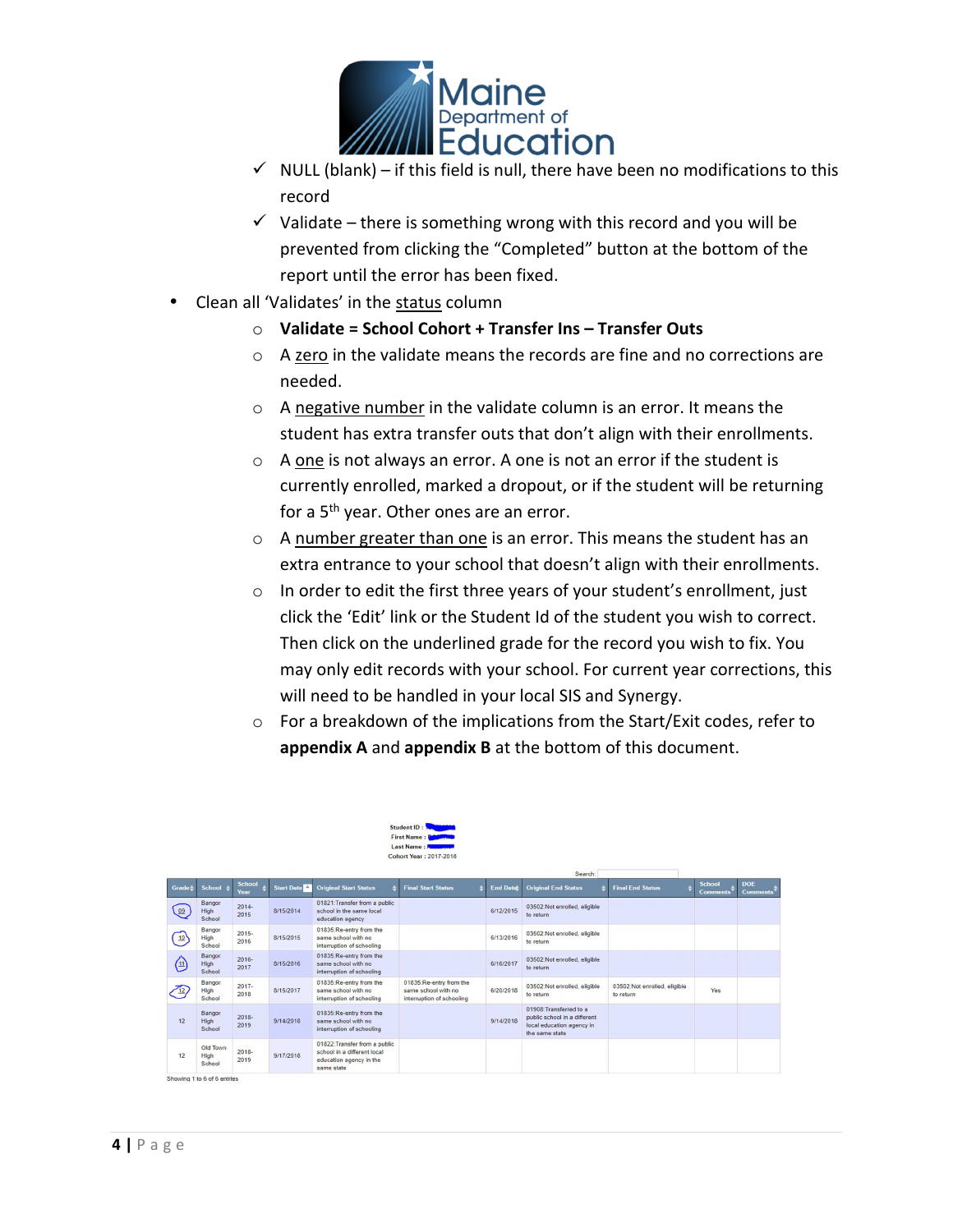- ✓ NULL (blank) – if this field is null, there have been no modifications to this record
- ✓ Validate – there is something wrong with this record and you will be prevented from clicking the "Completed" button at the bottom of the report until the error has been fixed.

- Clean all 'Validates' in the status column
  - **Validate = School Cohort + Transfer Ins – Transfer Outs**
  - A zero in the validate means the records are fine and no corrections are needed.
  - A negative number in the validate column is an error. It means the student has extra transfer outs that don't align with their enrollments.
  - A one is not always an error. A one is not an error if the student is currently enrolled, marked a dropout, or if the student will be returning for a 5th year. Other ones are an error.
  - A number greater than one is an error. This means the student has an extra entrance to your school that doesn't align with their enrollments.
  - In order to edit the first three years of your student's enrollment, just click the 'Edit' link or the Student Id of the student you wish to correct. Then click on the underlined grade for the record you wish to fix. You may only edit records with your school. For current year corrections, this will need to be handled in your local SIS and Synergy.
  - For a breakdown of the implications from the Start/Exit codes, refer to **appendix A** and **appendix B** at the bottom of this document.

Student ID :
First Name :
Last Name :
Cohort Year : 2017-2018

Search:

| Grade | School | School Year | Start Date | Original Start Status | Final Start Status | End Date | Original End Status | Final End Status | School Comments | DOE Comments |
|---|---|---|---|---|---|---|---|---|---|---|
| 09 | Bangor High School | 2014-2015 | 8/15/2014 | 01821:Transfer from a public school in the same local education agency | | 6/12/2015 | 03502:Not enrolled, eligible to return | | | |
| 10 | Bangor High School | 2015-2016 | 8/15/2015 | 01835:Re-entry from the same school with no interruption of schooling | | 6/13/2016 | 03502:Not enrolled, eligible to return | | | |
| 11 | Bangor High School | 2016-2017 | 8/15/2016 | 01835:Re-entry from the same school with no interruption of schooling | | 6/16/2017 | 03502:Not enrolled, eligible to return | | | |
| 12 | Bangor High School | 2017-2018 | 8/15/2017 | 01835:Re-entry from the same school with no interruption of schooling | 01835:Re-entry from the same school with no interruption of schooling | 6/20/2018 | 03502:Not enrolled, eligible to return | 03502:Not enrolled, eligible to return | Yes | |
| 12 | Bangor High School | 2018-2019 | 9/14/2018 | 01835:Re-entry from the same school with no interruption of schooling | | 9/14/2018 | 01908:Transferred to a public school in a different local education agency in the same state | | | |
| 12 | Old Town High School | 2018-2019 | 9/17/2018 | 01822:Transfer from a public school in a different local education agency in the same state | | | | | | |

Showing 1 to 6 of 6 entries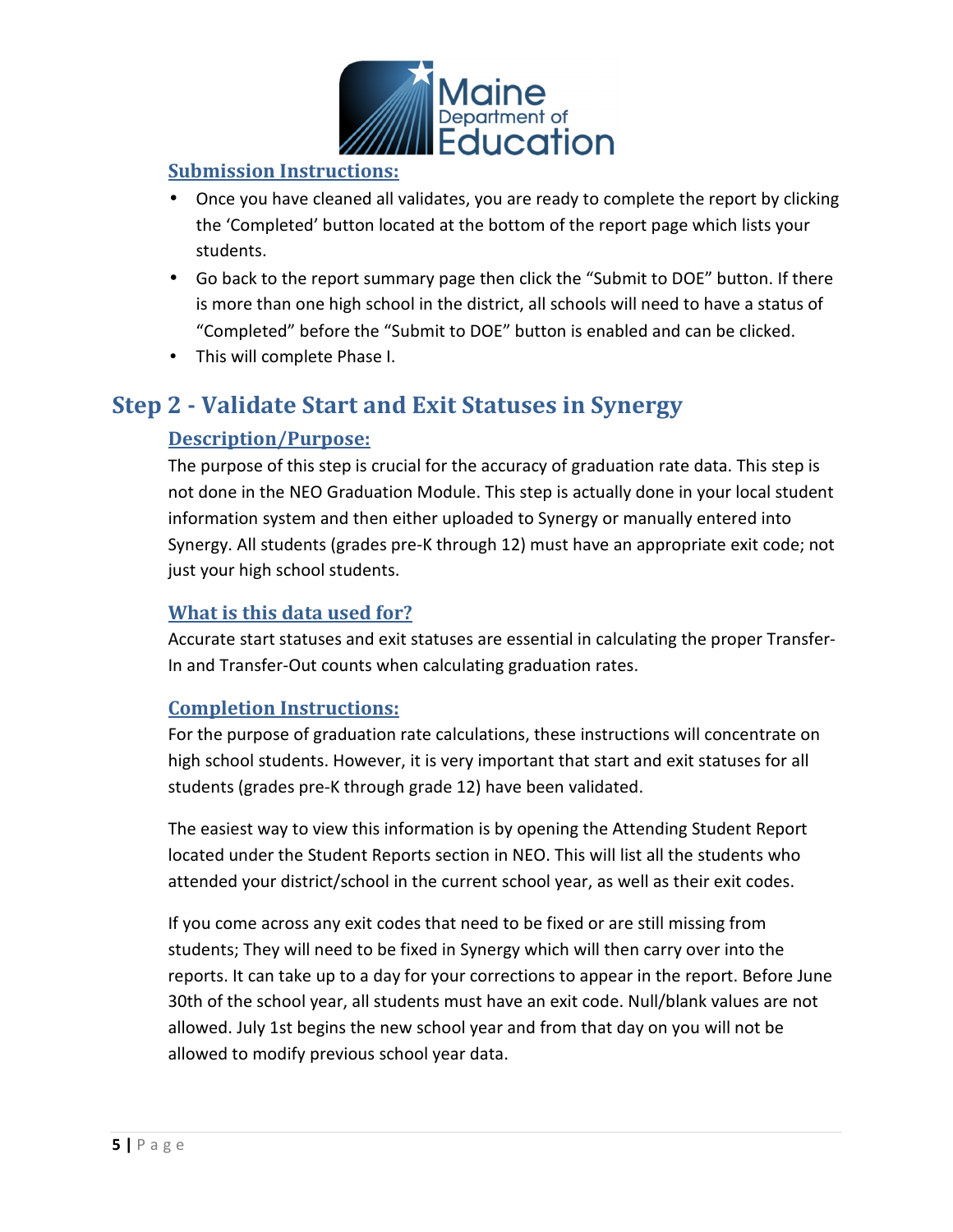### Submission Instructions:

- Once you have cleaned all validates, you are ready to complete the report by clicking the 'Completed' button located at the bottom of the report page which lists your students.
- Go back to the report summary page then click the "Submit to DOE" button. If there is more than one high school in the district, all schools will need to have a status of "Completed" before the "Submit to DOE" button is enabled and can be clicked.
- This will complete Phase I.

## Step 2 - Validate Start and Exit Statuses in Synergy

### Description/Purpose:

The purpose of this step is crucial for the accuracy of graduation rate data. This step is not done in the NEO Graduation Module. This step is actually done in your local student information system and then either uploaded to Synergy or manually entered into Synergy. All students (grades pre-K through 12) must have an appropriate exit code; not just your high school students.

### What is this data used for?

Accurate start statuses and exit statuses are essential in calculating the proper Transfer-In and Transfer-Out counts when calculating graduation rates.

### Completion Instructions:

For the purpose of graduation rate calculations, these instructions will concentrate on high school students. However, it is very important that start and exit statuses for all students (grades pre-K through grade 12) have been validated.

The easiest way to view this information is by opening the Attending Student Report located under the Student Reports section in NEO. This will list all the students who attended your district/school in the current school year, as well as their exit codes.

If you come across any exit codes that need to be fixed or are still missing from students; They will need to be fixed in Synergy which will then carry over into the reports. It can take up to a day for your corrections to appear in the report. Before June 30th of the school year, all students must have an exit code. Null/blank values are not allowed. July 1st begins the new school year and from that day on you will not be allowed to modify previous school year data.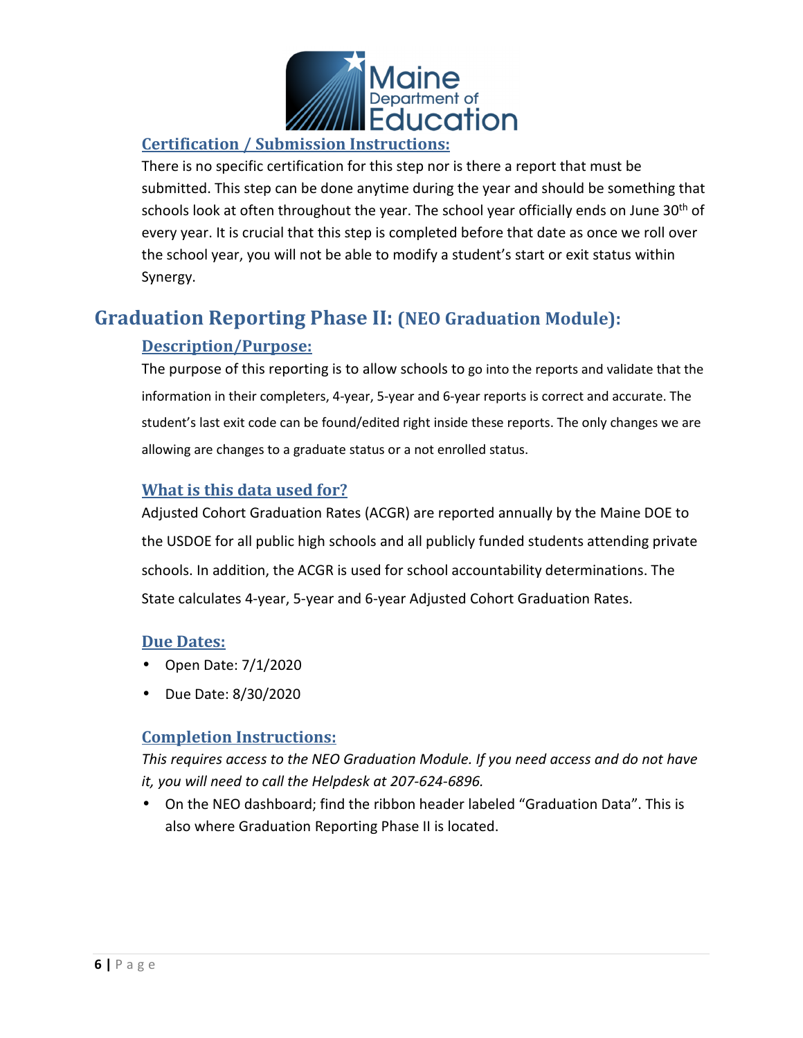### Certification / Submission Instructions:

There is no specific certification for this step nor is there a report that must be submitted. This step can be done anytime during the year and should be something that schools look at often throughout the year. The school year officially ends on June 30th of every year. It is crucial that this step is completed before that date as once we roll over the school year, you will not be able to modify a student's start or exit status within Synergy.

## Graduation Reporting Phase II: (NEO Graduation Module):

### Description/Purpose:

The purpose of this reporting is to allow schools to go into the reports and validate that the information in their completers, 4-year, 5-year and 6-year reports is correct and accurate. The student's last exit code can be found/edited right inside these reports. The only changes we are allowing are changes to a graduate status or a not enrolled status.

### What is this data used for?

Adjusted Cohort Graduation Rates (ACGR) are reported annually by the Maine DOE to the USDOE for all public high schools and all publicly funded students attending private schools. In addition, the ACGR is used for school accountability determinations. The State calculates 4-year, 5-year and 6-year Adjusted Cohort Graduation Rates.

### Due Dates:

- Open Date: 7/1/2020
- Due Date: 8/30/2020

### Completion Instructions:

*This requires access to the NEO Graduation Module. If you need access and do not have it, you will need to call the Helpdesk at 207-624-6896.*

- On the NEO dashboard; find the ribbon header labeled "Graduation Data". This is also where Graduation Reporting Phase II is located.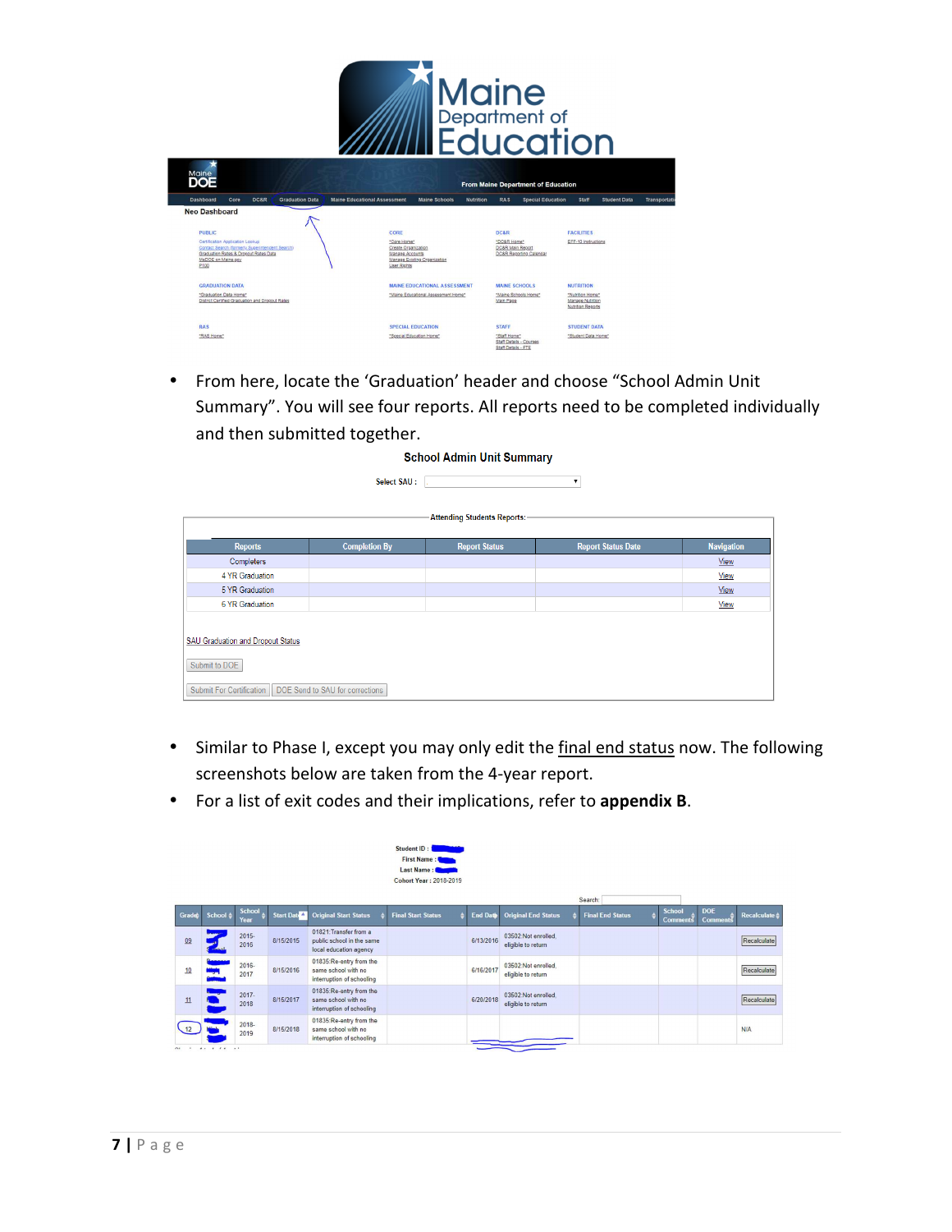- From here, locate the 'Graduation' header and choose "School Admin Unit Summary". You will see four reports. All reports need to be completed individually and then submitted together.

**School Admin Unit Summary**

Select SAU :

Attending Students Reports:

| Reports | Completion By | Report Status | Report Status Date | Navigation |
|---|---|---|---|---|
| Completers | | | | View |
| 4 YR Graduation | | | | View |
| 5 YR Graduation | | | | View |
| 6 YR Graduation | | | | View |

SAU Graduation and Dropout Status

Submit to DOE

Submit For Certification | DOE Send to SAU for corrections

- Similar to Phase I, except you may only edit the final end status now. The following screenshots below are taken from the 4-year report.
- For a list of exit codes and their implications, refer to **appendix B**.

Student ID :
First Name :
Last Name :
Cohort Year : 2018-2019

Search:

| Grade | School | School Year | Start Date | Original Start Status | Final Start Status | End Date | Original End Status | Final End Status | School Comments | DOE Comments | Recalculate |
|---|---|---|---|---|---|---|---|---|---|---|---|
| 09 | | 2015-2016 | 8/15/2015 | 01821:Transfer from a public school in the same local education agency | | 6/13/2016 | 03502:Not enrolled, eligible to return | | | | Recalculate |
| 10 | | 2016-2017 | 8/15/2016 | 01835:Re-entry from the same school with no interruption of schooling | | 6/16/2017 | 03502:Not enrolled, eligible to return | | | | Recalculate |
| 11 | | 2017-2018 | 8/15/2017 | 01835:Re-entry from the same school with no interruption of schooling | | 6/20/2018 | 03502:Not enrolled, eligible to return | | | | Recalculate |
| 12 | | 2018-2019 | 8/15/2018 | 01835:Re-entry from the same school with no interruption of schooling | | | | | | | N/A |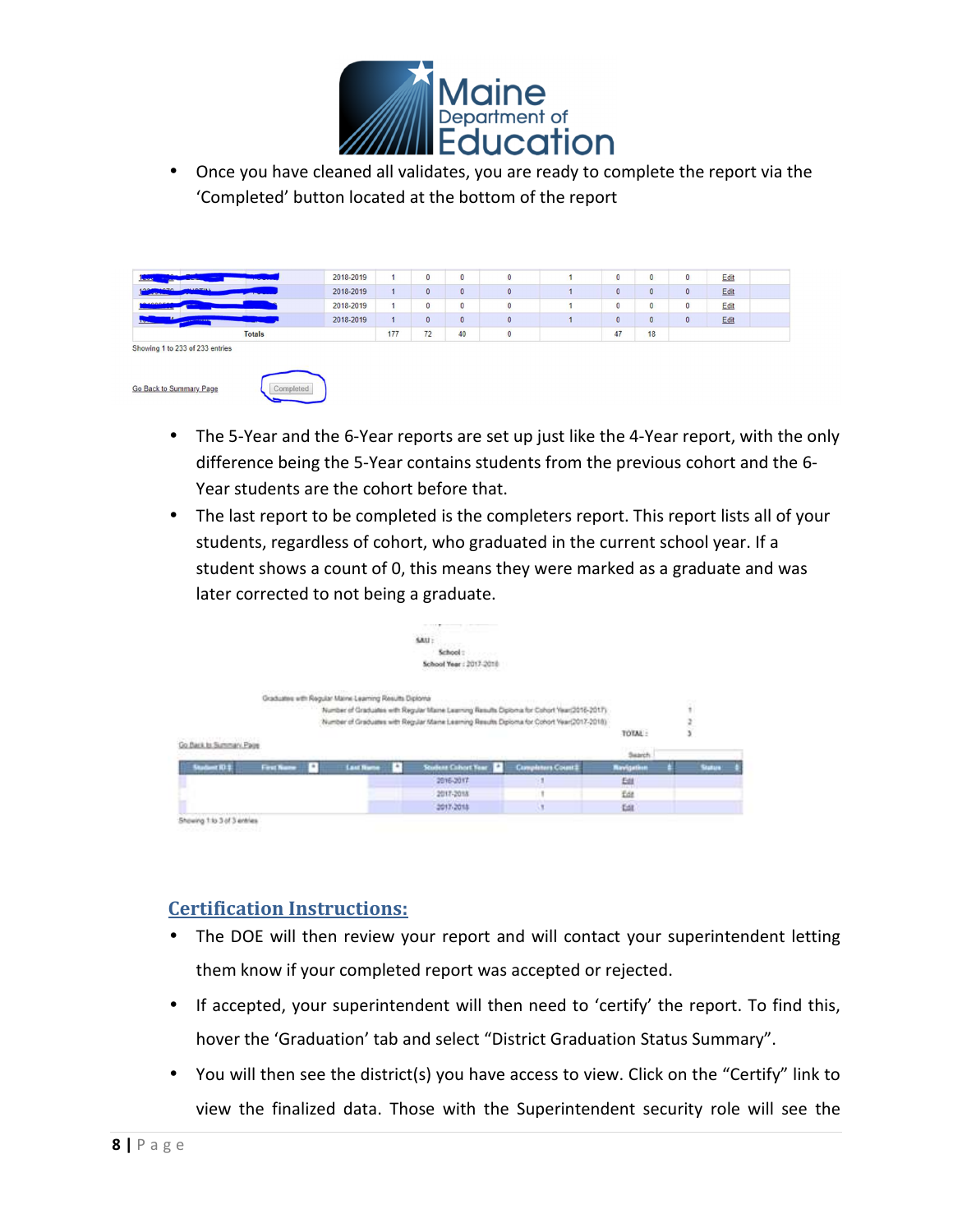- Once you have cleaned all validates, you are ready to complete the report via the 'Completed' button located at the bottom of the report

| | 2018-2019 | 1 | 0 | 0 | 0 | 1 | 0 | 0 | 0 | Edit |
|---|---|---|---|---|---|---|---|---|---|---|
| | 2018-2019 | 1 | 0 | 0 | 0 | 1 | 0 | 0 | 0 | Edit |
| | 2018-2019 | 1 | 0 | 0 | 0 | 1 | 0 | 0 | 0 | Edit |
| | 2018-2019 | 1 | 0 | 0 | 0 | 1 | 0 | 0 | 0 | Edit |
| Totals | | 177 | 72 | 40 | 0 | | 47 | 18 | | |

Showing 1 to 233 of 233 entries

Go Back to Summary Page    Completed

- The 5-Year and the 6-Year reports are set up just like the 4-Year report, with the only difference being the 5-Year contains students from the previous cohort and the 6-Year students are the cohort before that.
- The last report to be completed is the completers report. This report lists all of your students, regardless of cohort, who graduated in the current school year. If a student shows a count of 0, this means they were marked as a graduate and was later corrected to not being a graduate.

SAU :
School :
School Year : 2017-2018

Graduates with Regular Maine Learning Results Diploma

| | |
|---|---|
| Number of Graduates with Regular Maine Learning Results Diploma for Cohort Year(2016-2017) | 1 |
| Number of Graduates with Regular Maine Learning Results Diploma for Cohort Year(2017-2018) | 2 |
| TOTAL : | 3 |

Go Back to Summary Page

Search

| Student ID | First Name | Last Name | Student Cohort Year | Completers Count | Navigation | Status |
|---|---|---|---|---|---|---|
| | | | 2016-2017 | 1 | Edit | |
| | | | 2017-2018 | 1 | Edit | |
| | | | 2017-2018 | 1 | Edit | |

Showing 1 to 3 of 3 entries

## Certification Instructions:

- The DOE will then review your report and will contact your superintendent letting them know if your completed report was accepted or rejected.
- If accepted, your superintendent will then need to 'certify' the report. To find this, hover the 'Graduation' tab and select "District Graduation Status Summary".
- You will then see the district(s) you have access to view. Click on the "Certify" link to view the finalized data. Those with the Superintendent security role will see the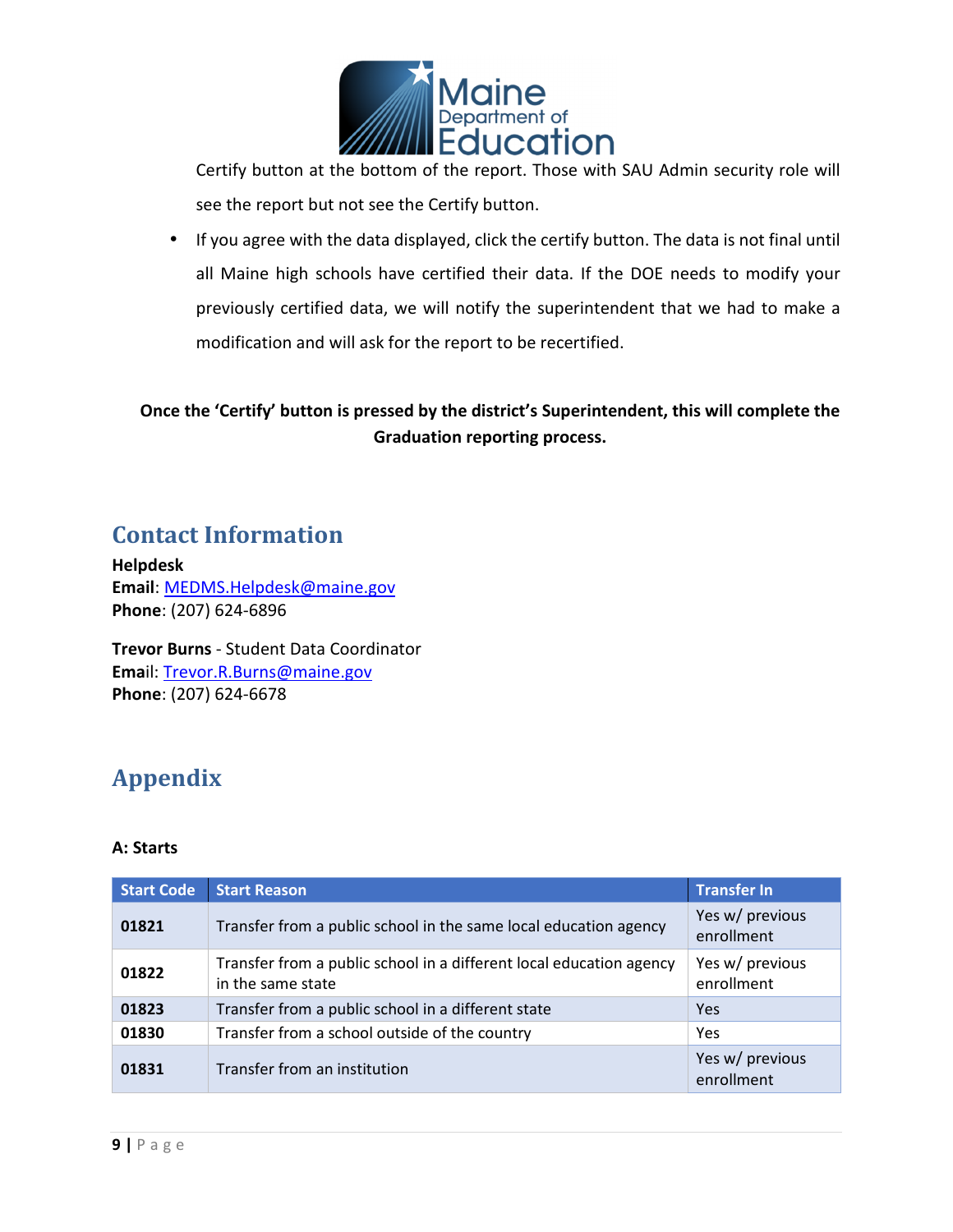Certify button at the bottom of the report. Those with SAU Admin security role will see the report but not see the Certify button.

- If you agree with the data displayed, click the certify button. The data is not final until all Maine high schools have certified their data. If the DOE needs to modify your previously certified data, we will notify the superintendent that we had to make a modification and will ask for the report to be recertified.

**Once the 'Certify' button is pressed by the district's Superintendent, this will complete the Graduation reporting process.**

## Contact Information

**Helpdesk**
**Email**: MEDMS.Helpdesk@maine.gov
**Phone**: (207) 624-6896

**Trevor Burns** - Student Data Coordinator
**Email**: Trevor.R.Burns@maine.gov
**Phone**: (207) 624-6678

## Appendix

**A: Starts**

| Start Code | Start Reason | Transfer In |
|---|---|---|
| **01821** | Transfer from a public school in the same local education agency | Yes w/ previous enrollment |
| **01822** | Transfer from a public school in a different local education agency in the same state | Yes w/ previous enrollment |
| **01823** | Transfer from a public school in a different state | Yes |
| **01830** | Transfer from a school outside of the country | Yes |
| **01831** | Transfer from an institution | Yes w/ previous enrollment |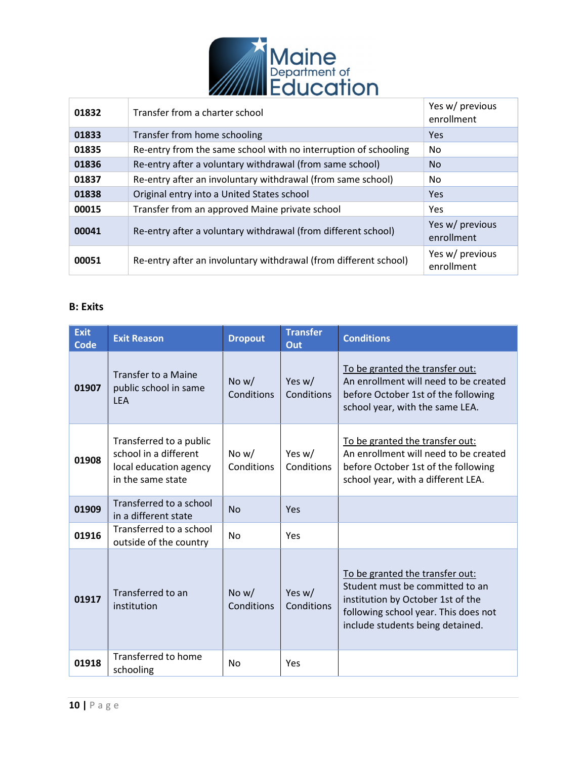| | | |
|---|---|---|
| **01832** | Transfer from a charter school | Yes w/ previous enrollment |
| **01833** | Transfer from home schooling | Yes |
| **01835** | Re-entry from the same school with no interruption of schooling | No |
| **01836** | Re-entry after a voluntary withdrawal (from same school) | No |
| **01837** | Re-entry after an involuntary withdrawal (from same school) | No |
| **01838** | Original entry into a United States school | Yes |
| **00015** | Transfer from an approved Maine private school | Yes |
| **00041** | Re-entry after a voluntary withdrawal (from different school) | Yes w/ previous enrollment |
| **00051** | Re-entry after an involuntary withdrawal (from different school) | Yes w/ previous enrollment |

**B: Exits**

| Exit Code | Exit Reason | Dropout | Transfer Out | Conditions |
|---|---|---|---|---|
| **01907** | Transfer to a Maine public school in same LEA | No w/ Conditions | Yes w/ Conditions | To be granted the transfer out: An enrollment will need to be created before October 1st of the following school year, with the same LEA. |
| **01908** | Transferred to a public school in a different local education agency in the same state | No w/ Conditions | Yes w/ Conditions | To be granted the transfer out: An enrollment will need to be created before October 1st of the following school year, with a different LEA. |
| **01909** | Transferred to a school in a different state | No | Yes | |
| **01916** | Transferred to a school outside of the country | No | Yes | |
| **01917** | Transferred to an institution | No w/ Conditions | Yes w/ Conditions | To be granted the transfer out: Student must be committed to an institution by October 1st of the following school year. This does not include students being detained. |
| **01918** | Transferred to home schooling | No | Yes | |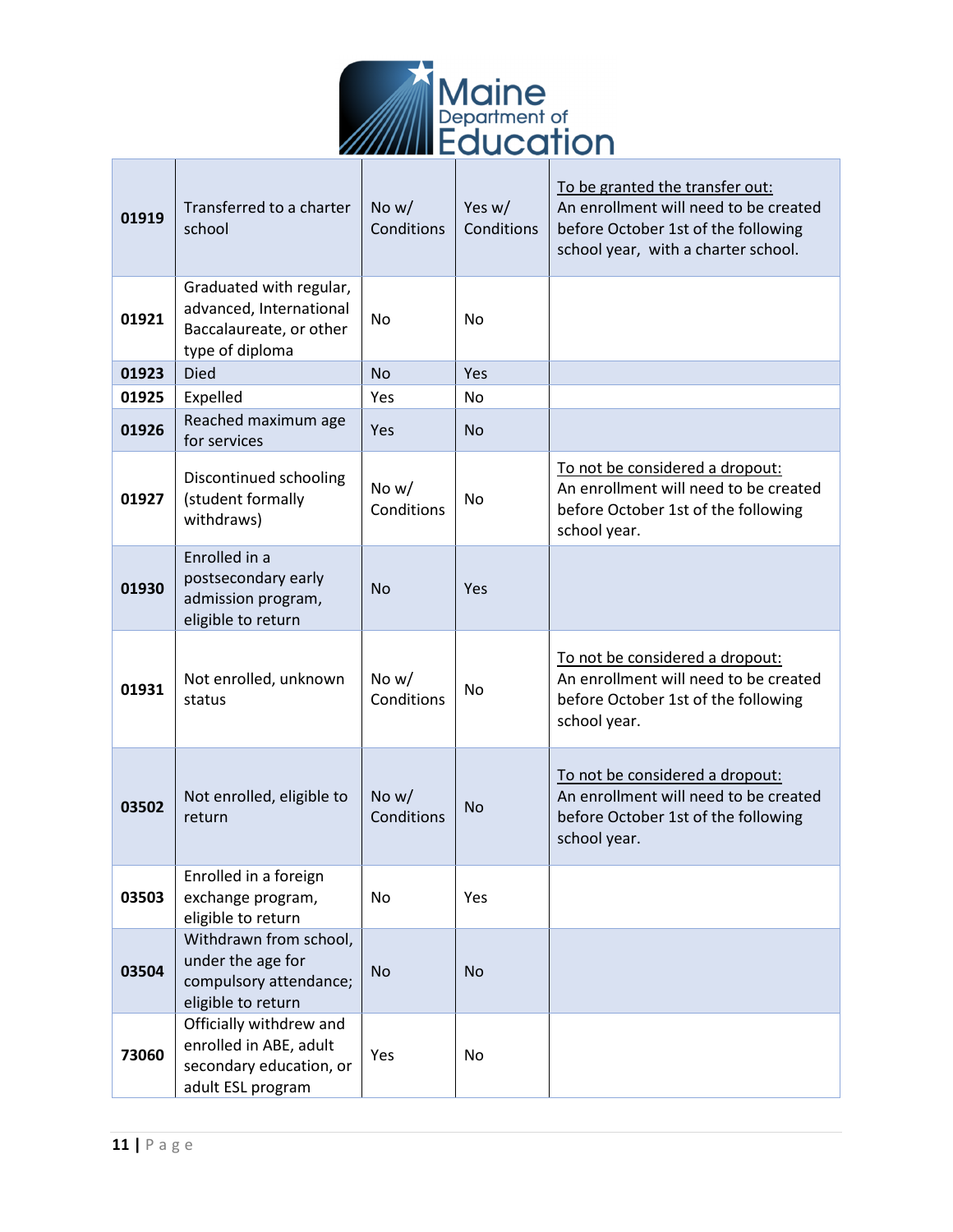| 01919 | Transferred to a charter school | No w/ Conditions | Yes w/ Conditions | To be granted the transfer out: An enrollment will need to be created before October 1st of the following school year, with a charter school. |
|---|---|---|---|---|
| 01921 | Graduated with regular, advanced, International Baccalaureate, or other type of diploma | No | No | |
| 01923 | Died | No | Yes | |
| 01925 | Expelled | Yes | No | |
| 01926 | Reached maximum age for services | Yes | No | |
| 01927 | Discontinued schooling (student formally withdraws) | No w/ Conditions | No | To not be considered a dropout: An enrollment will need to be created before October 1st of the following school year. |
| 01930 | Enrolled in a postsecondary early admission program, eligible to return | No | Yes | |
| 01931 | Not enrolled, unknown status | No w/ Conditions | No | To not be considered a dropout: An enrollment will need to be created before October 1st of the following school year. |
| 03502 | Not enrolled, eligible to return | No w/ Conditions | No | To not be considered a dropout: An enrollment will need to be created before October 1st of the following school year. |
| 03503 | Enrolled in a foreign exchange program, eligible to return | No | Yes | |
| 03504 | Withdrawn from school, under the age for compulsory attendance; eligible to return | No | No | |
| 73060 | Officially withdrew and enrolled in ABE, adult secondary education, or adult ESL program | Yes | No | |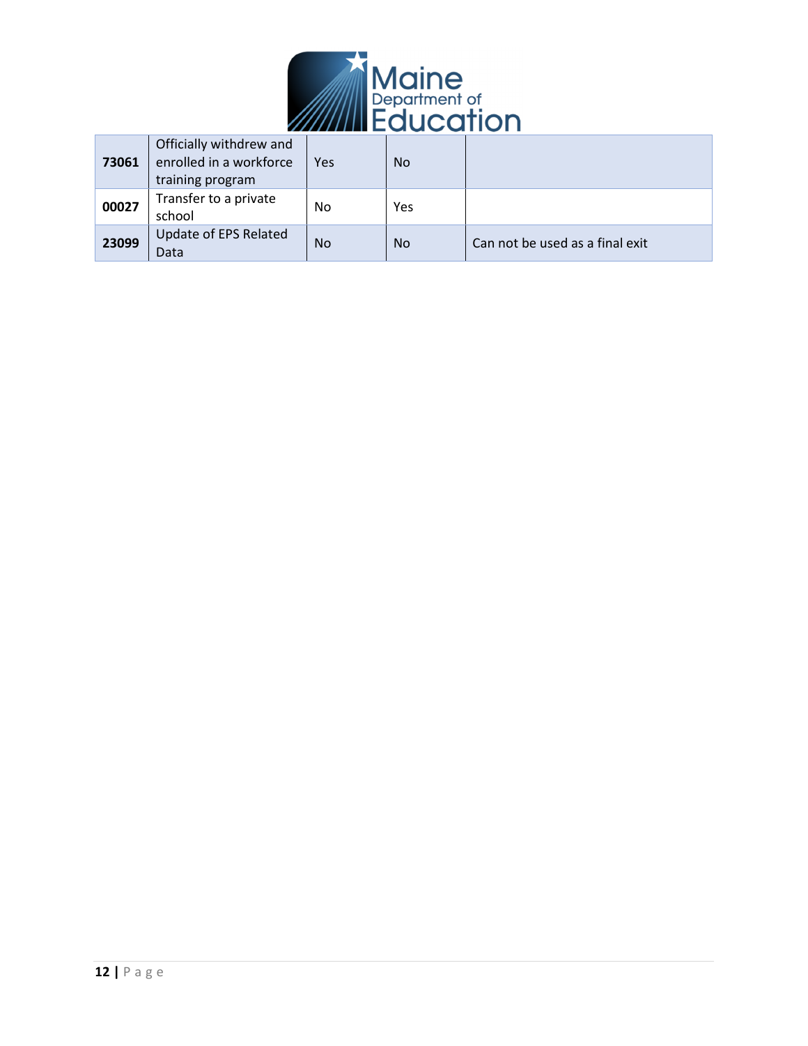| | | | | |
|---|---|---|---|---|
| **73061** | Officially withdrew and enrolled in a workforce training program | Yes | No | |
| **00027** | Transfer to a private school | No | Yes | |
| **23099** | Update of EPS Related Data | No | No | Can not be used as a final exit |